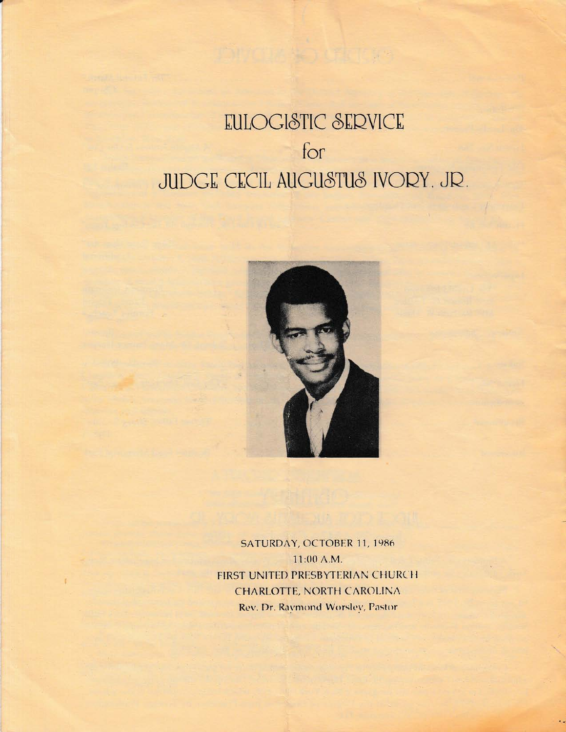# EULOGISTIC SERVICE

## for

# JUDGE CECIL AUGUSTUS IVORY, JR.

SATURDAY, OCTOBER 11, 1986

11:00 A.M.

FIRST UNITED PRESBYTERIAN CHURCH

CHARLOTTE, NORTH CAROLINA

Rev. Dr. Raymond Worsley, Pastor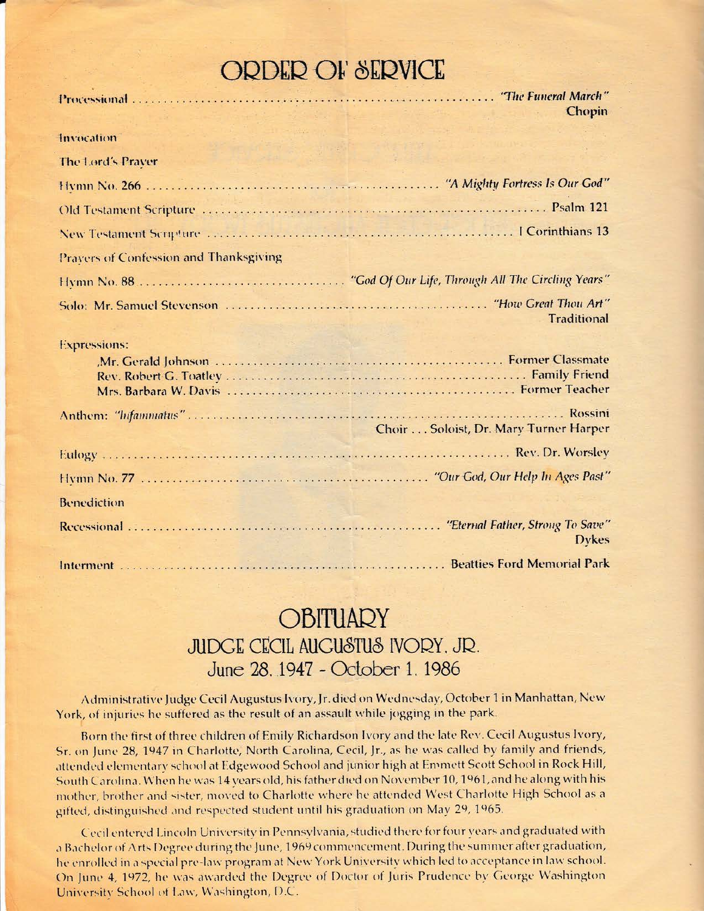# ORDER OF SERVICE

Processional ........ *"The Funeral March"* Chopin

Invocation

The Lord's Prayer

Hymn No. 266 ........ *"A Mighty Fortress Is Our God"*

Old Testament Scripture ........ Psalm 121

New Testament Scripture ........ I Corinthians 13

Prayers of Confession and Thanksgiving

Hymn No. 88 ........ *"God Of Our Life, Through All The Circling Years"*

Solo: Mr. Samuel Stevenson ........ *"How Great Thou Art"* Traditional

Expressions:
- Mr. Gerald Johnson ........ Former Classmate
- Rev. Robert G. Toatley ........ Family Friend
- Mrs. Barbara W. Davis ........ Former Teacher

Anthem: *"Infammatus"* ........ Rossini
Choir . . . Soloist, Dr. Mary Turner Harper

Eulogy ........ Rev. Dr. Worsley

Hymn No. 77 ........ *"Our God, Our Help In Ages Past"*

Benediction

Recessional ........ *"Eternal Father, Strong To Save"* Dykes

Interment ........ Beatties Ford Memorial Park

# OBITUARY

## JUDGE CECIL AUGUSTUS IVORY, JR.

June 28, 1947 - October 1, 1986

Administrative Judge Cecil Augustus Ivory, Jr. died on Wednesday, October 1 in Manhattan, New York, of injuries he suffered as the result of an assault while jogging in the park.

Born the first of three children of Emily Richardson Ivory and the late Rev. Cecil Augustus Ivory, Sr. on June 28, 1947 in Charlotte, North Carolina, Cecil, Jr., as he was called by family and friends, attended elementary school at Edgewood School and junior high at Emmett Scott School in Rock Hill, South Carolina. When he was 14 years old, his father died on November 10, 1961, and he along with his mother, brother and sister, moved to Charlotte where he attended West Charlotte High School as a gifted, distinguished and respected student until his graduation on May 29, 1965.

Cecil entered Lincoln University in Pennsylvania, studied there for four years and graduated with a Bachelor of Arts Degree during the June, 1969 commencement. During the summer after graduation, he enrolled in a special pre-law program at New York University which led to acceptance in law school. On June 4, 1972, he was awarded the Degree of Doctor of Juris Prudence by George Washington University School of Law, Washington, D.C.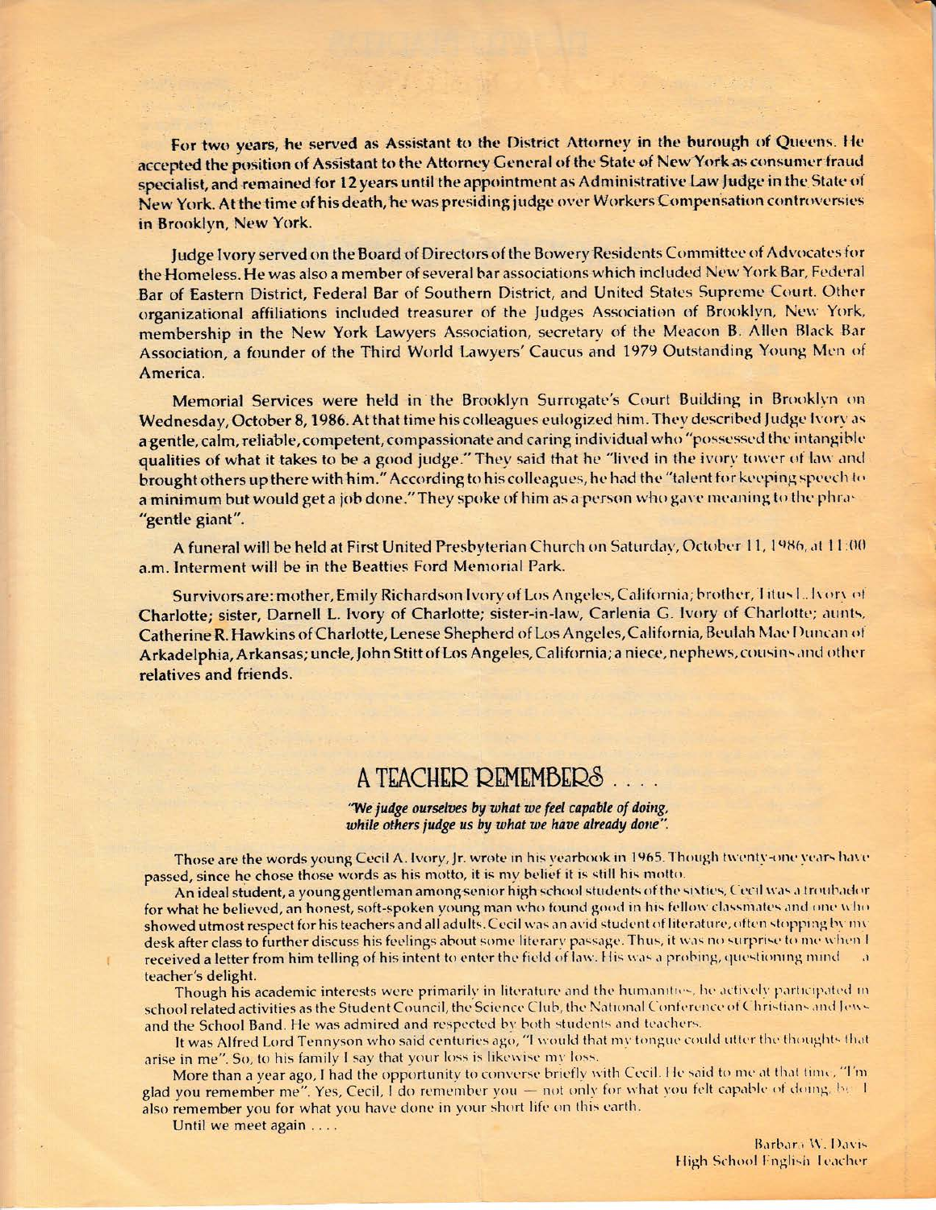For two years, he served as Assistant to the District Attorney in the burough of Queens. He accepted the position of Assistant to the Attorney General of the State of New York as consumer fraud specialist, and remained for 12 years until the appointment as Administrative Law Judge in the State of New York. At the time of his death, he was presiding judge over Workers Compensation controversies in Brooklyn, New York.

Judge Ivory served on the Board of Directors of the Bowery Residents Committee of Advocates for the Homeless. He was also a member of several bar associations which included New York Bar, Federal Bar of Eastern District, Federal Bar of Southern District, and United States Supreme Court. Other organizational affiliations included treasurer of the Judges Association of Brooklyn, New York, membership in the New York Lawyers Association, secretary of the Meacon B. Allen Black Bar Association, a founder of the Third World Lawyers' Caucus and 1979 Outstanding Young Men of America.

Memorial Services were held in the Brooklyn Surrogate's Court Building in Brooklyn on Wednesday, October 8, 1986. At that time his colleagues eulogized him. They described Judge Ivory as a gentle, calm, reliable, competent, compassionate and caring individual who "possessed the intangible qualities of what it takes to be a good judge." They said that he "lived in the ivory tower of law and brought others up there with him." According to his colleagues, he had the "talent for keeping speech to a minimum but would get a job done." They spoke of him as a person who gave meaning to the phrase "gentle giant".

A funeral will be held at First United Presbyterian Church on Saturday, October 11, 1986, at 11:00 a.m. Interment will be in the Beatties Ford Memorial Park.

Survivors are: mother, Emily Richardson Ivory of Los Angeles, California; brother, Titus L. Ivory of Charlotte; sister, Darnell L. Ivory of Charlotte; sister-in-law, Carlenia G. Ivory of Charlotte; aunts, Catherine R. Hawkins of Charlotte, Lenese Shepherd of Los Angeles, California, Beulah Mae Duncan of Arkadelphia, Arkansas; uncle, John Stitt of Los Angeles, California; a niece, nephews, cousins and other relatives and friends.

## A TEACHER REMEMBERS . . . .

*"We judge ourselves by what we feel capable of doing, while others judge us by what we have already done".*

Those are the words young Cecil A. Ivory, Jr. wrote in his yearbook in 1965. Though twenty-one years have passed, since he chose those words as his motto, it is my belief it is still his motto.

An ideal student, a young gentleman among senior high school students of the sixties, Cecil was a troubadour for what he believed, an honest, soft-spoken young man who found good in his fellow classmates and one who showed utmost respect for his teachers and all adults. Cecil was an avid student of literature, often stopping by my desk after class to further discuss his feelings about some literary passage. Thus, it was no surprise to me when I received a letter from him telling of his intent to enter the field of law. His was a probing, questioning mind — a teacher's delight.

Though his academic interests were primarily in literature and the humanities, he actively participated in school related activities as the Student Council, the Science Club, the National Conference of Christians and Jews and the School Band. He was admired and respected by both students and teachers.

It was Alfred Lord Tennyson who said centuries ago, "I would that my tongue could utter the thoughts that arise in me". So, to his family I say that your loss is likewise my loss.

More than a year ago, I had the opportunity to converse briefly with Cecil. He said to me at that time, "I'm glad you remember me". Yes, Cecil, I do remember you — not only for what you felt capable of doing, but I also remember you for what you have done in your short life on this earth.

Until we meet again . . . .

Barbara W. Davis
High School English Teacher